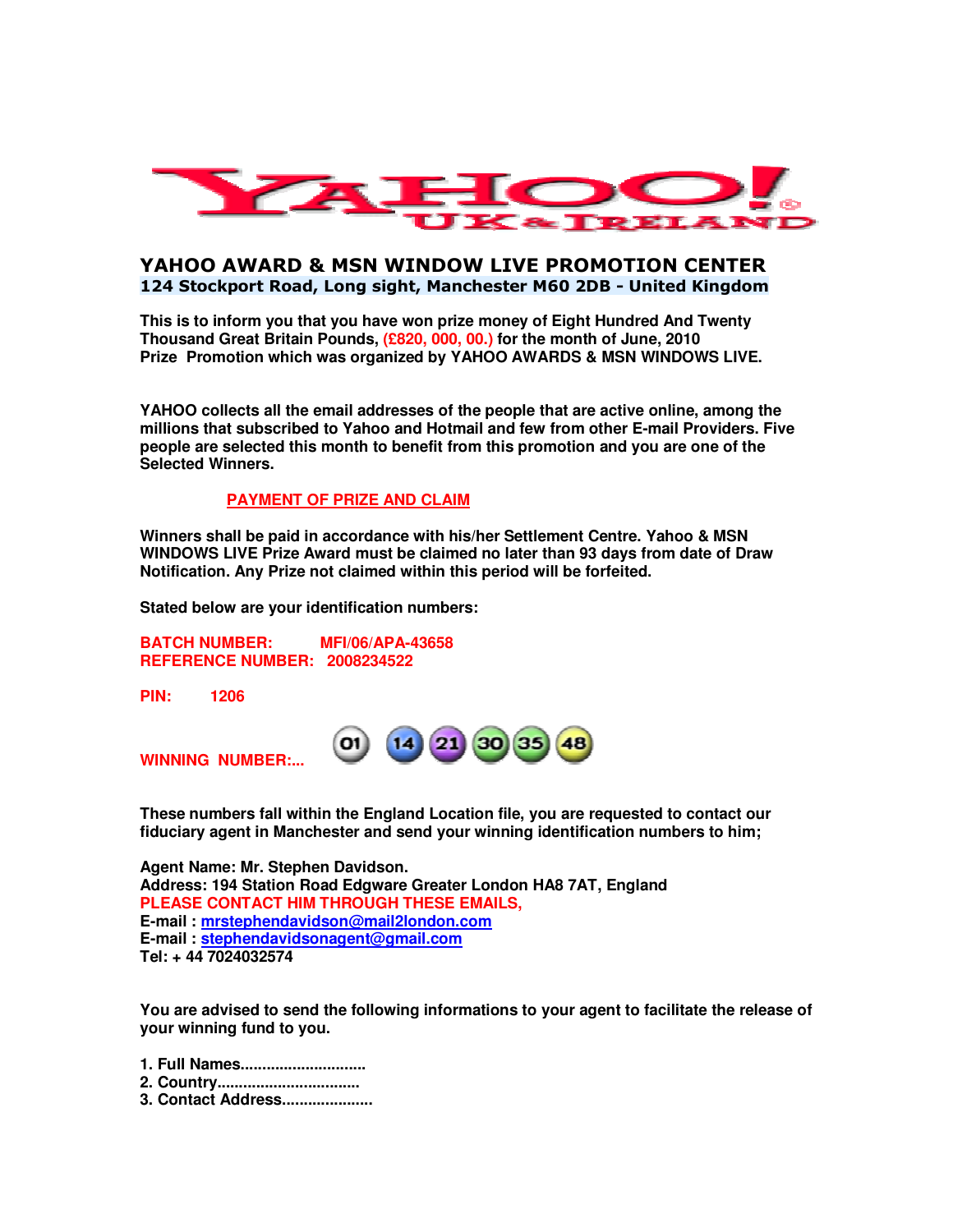YAHOO! UK & IRELAND

## YAHOO AWARD & MSN WINDOW LIVE PROMOTION CENTER

**124 Stockport Road, Long sight, Manchester M60 2DB - United Kingdom**

**This is to inform you that you have won prize money of Eight Hundred And Twenty Thousand Great Britain Pounds, (£820, 000, 00.) for the month of June, 2010 Prize Promotion which was organized by YAHOO AWARDS & MSN WINDOWS LIVE.**

**YAHOO collects all the email addresses of the people that are active online, among the millions that subscribed to Yahoo and Hotmail and few from other E-mail Providers. Five people are selected this month to benefit from this promotion and you are one of the Selected Winners.**

**PAYMENT OF PRIZE AND CLAIM**

**Winners shall be paid in accordance with his/her Settlement Centre. Yahoo & MSN WINDOWS LIVE Prize Award must be claimed no later than 93 days from date of Draw Notification. Any Prize not claimed within this period will be forfeited.**

**Stated below are your identification numbers:**

**BATCH NUMBER: MFI/06/APA-43658**
**REFERENCE NUMBER: 2008234522**

**PIN: 1206**

**WINNING NUMBER:... 01 14 21 30 35 48**

**These numbers fall within the England Location file, you are requested to contact our fiduciary agent in Manchester and send your winning identification numbers to him;**

**Agent Name: Mr. Stephen Davidson.**
**Address: 194 Station Road Edgware Greater London HA8 7AT, England**
**PLEASE CONTACT HIM THROUGH THESE EMAILS,**
**E-mail : mrstephendavidson@mail2london.com**
**E-mail : stephendavidsonagent@gmail.com**
**Tel: + 44 7024032574**

**You are advised to send the following informations to your agent to facilitate the release of your winning fund to you.**

1. **Full Names............................**
2. **Country................................**
3. **Contact Address.....................**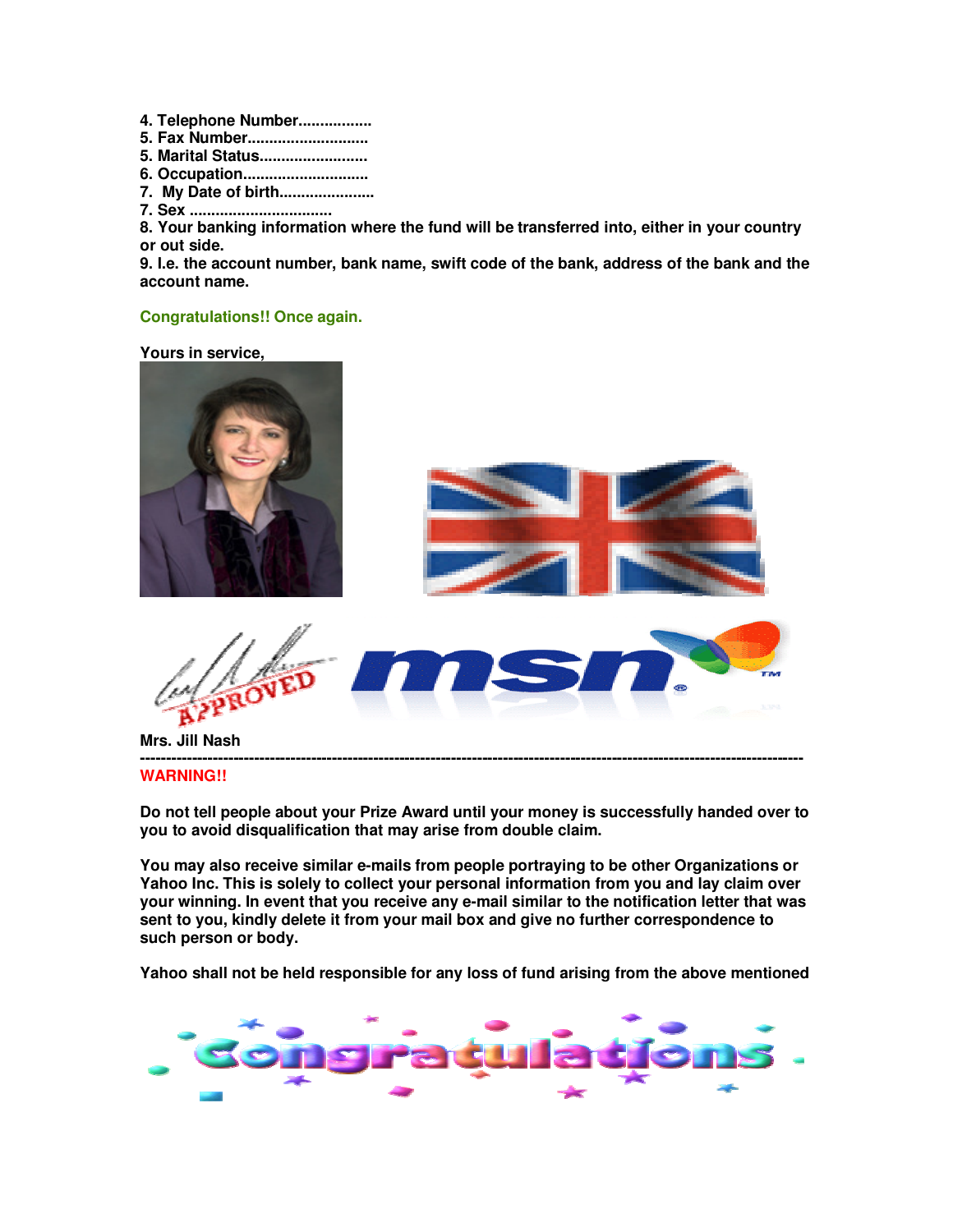4. Telephone Number.................
5. Fax Number............................
5. Marital Status.........................
6. Occupation.............................
7. My Date of birth......................
7. Sex .................................
8. Your banking information where the fund will be transferred into, either in your country or out side.
9. I.e. the account number, bank name, swift code of the bank, address of the bank and the account name.

**Congratulations!! Once again.**

**Yours in service,**

**Mrs. Jill Nash**

---

**WARNING!!**

**Do not tell people about your Prize Award until your money is successfully handed over to you to avoid disqualification that may arise from double claim.**

**You may also receive similar e-mails from people portraying to be other Organizations or Yahoo Inc. This is solely to collect your personal information from you and lay claim over your winning. In event that you receive any e-mail similar to the notification letter that was sent to you, kindly delete it from your mail box and give no further correspondence to such person or body.**

**Yahoo shall not be held responsible for any loss of fund arising from the above mentioned**